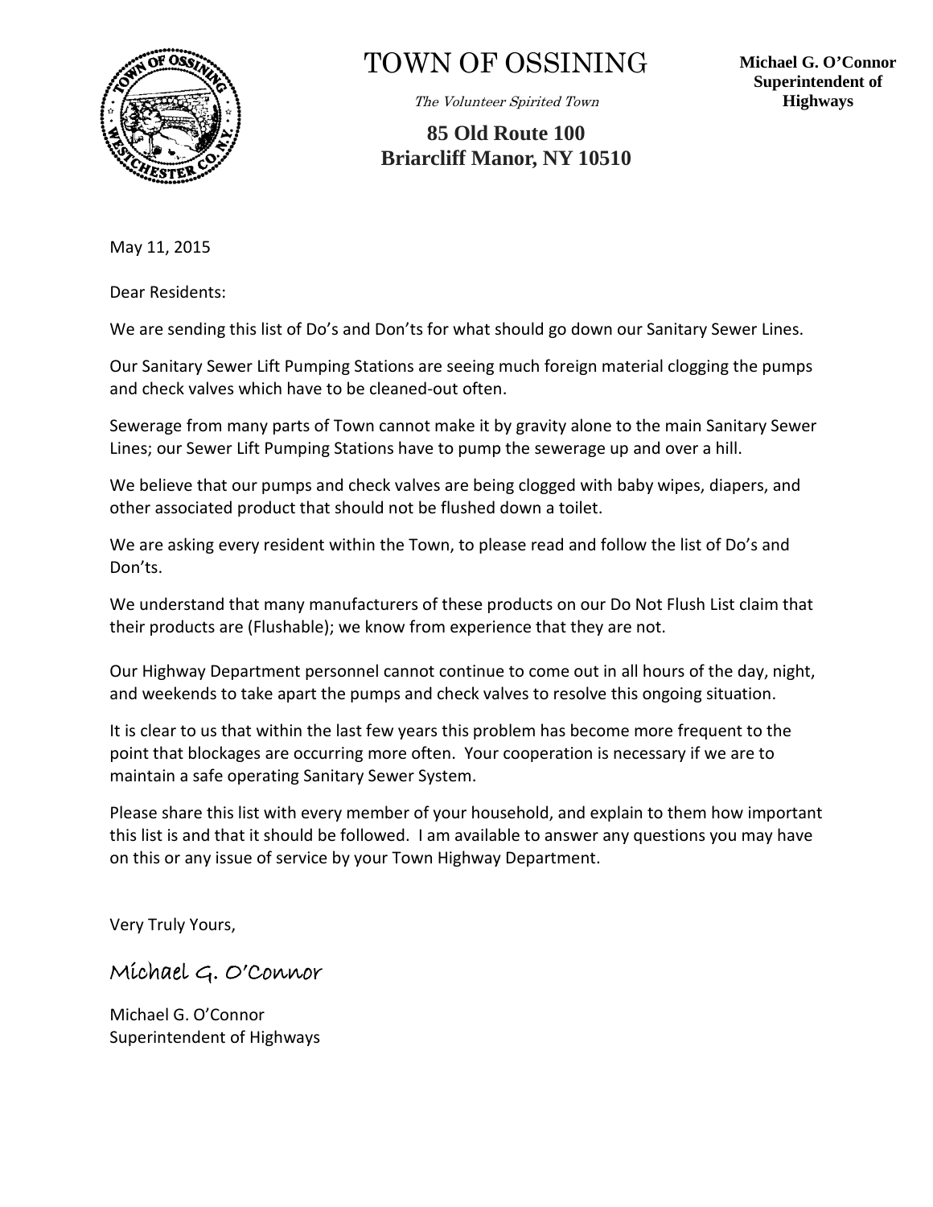# TOWN OF OSSINING

*The Volunteer Spirited Town*

**85 Old Route 100**
**Briarcliff Manor, NY 10510**

**Michael G. O'Connor**
**Superintendent of Highways**

May 11, 2015

Dear Residents:

We are sending this list of Do's and Don'ts for what should go down our Sanitary Sewer Lines.

Our Sanitary Sewer Lift Pumping Stations are seeing much foreign material clogging the pumps and check valves which have to be cleaned-out often.

Sewerage from many parts of Town cannot make it by gravity alone to the main Sanitary Sewer Lines; our Sewer Lift Pumping Stations have to pump the sewerage up and over a hill.

We believe that our pumps and check valves are being clogged with baby wipes, diapers, and other associated product that should not be flushed down a toilet.

We are asking every resident within the Town, to please read and follow the list of Do's and Don'ts.

We understand that many manufacturers of these products on our Do Not Flush List claim that their products are (Flushable); we know from experience that they are not.

Our Highway Department personnel cannot continue to come out in all hours of the day, night, and weekends to take apart the pumps and check valves to resolve this ongoing situation.

It is clear to us that within the last few years this problem has become more frequent to the point that blockages are occurring more often. Your cooperation is necessary if we are to maintain a safe operating Sanitary Sewer System.

Please share this list with every member of your household, and explain to them how important this list is and that it should be followed. I am available to answer any questions you may have on this or any issue of service by your Town Highway Department.

Very Truly Yours,

*Michael G. O'Connor*

Michael G. O'Connor
Superintendent of Highways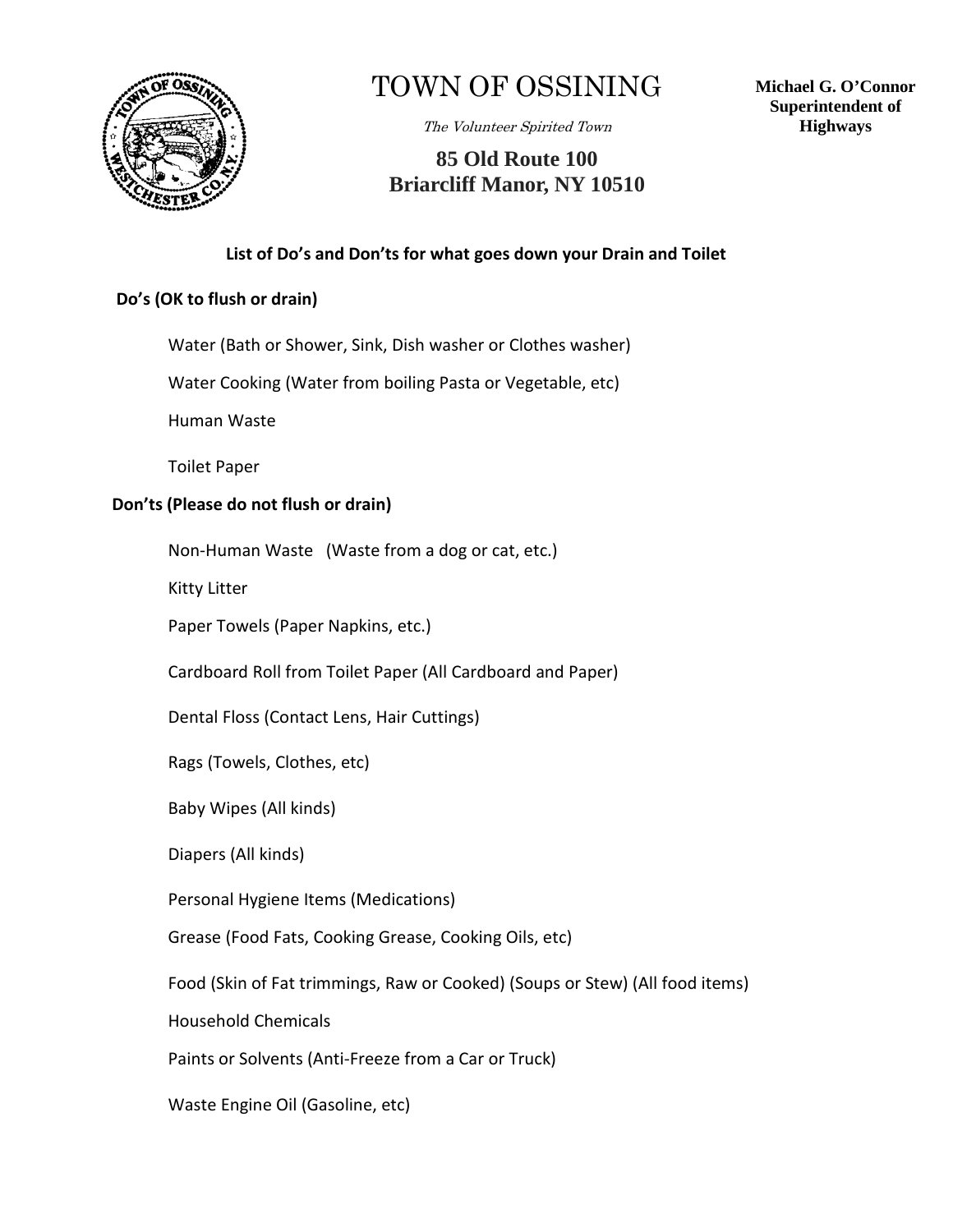# TOWN OF OSSINING

*The Volunteer Spirited Town*

**85 Old Route 100**
**Briarcliff Manor, NY 10510**

**Michael G. O'Connor**
**Superintendent of Highways**

**List of Do's and Don'ts for what goes down your Drain and Toilet**

**Do's (OK to flush or drain)**

- Water (Bath or Shower, Sink, Dish washer or Clothes washer)
- Water Cooking (Water from boiling Pasta or Vegetable, etc)
- Human Waste
- Toilet Paper

**Don'ts (Please do not flush or drain)**

- Non-Human Waste (Waste from a dog or cat, etc.)
- Kitty Litter
- Paper Towels (Paper Napkins, etc.)
- Cardboard Roll from Toilet Paper (All Cardboard and Paper)
- Dental Floss (Contact Lens, Hair Cuttings)
- Rags (Towels, Clothes, etc)
- Baby Wipes (All kinds)
- Diapers (All kinds)
- Personal Hygiene Items (Medications)
- Grease (Food Fats, Cooking Grease, Cooking Oils, etc)
- Food (Skin of Fat trimmings, Raw or Cooked) (Soups or Stew) (All food items)
- Household Chemicals
- Paints or Solvents (Anti-Freeze from a Car or Truck)
- Waste Engine Oil (Gasoline, etc)